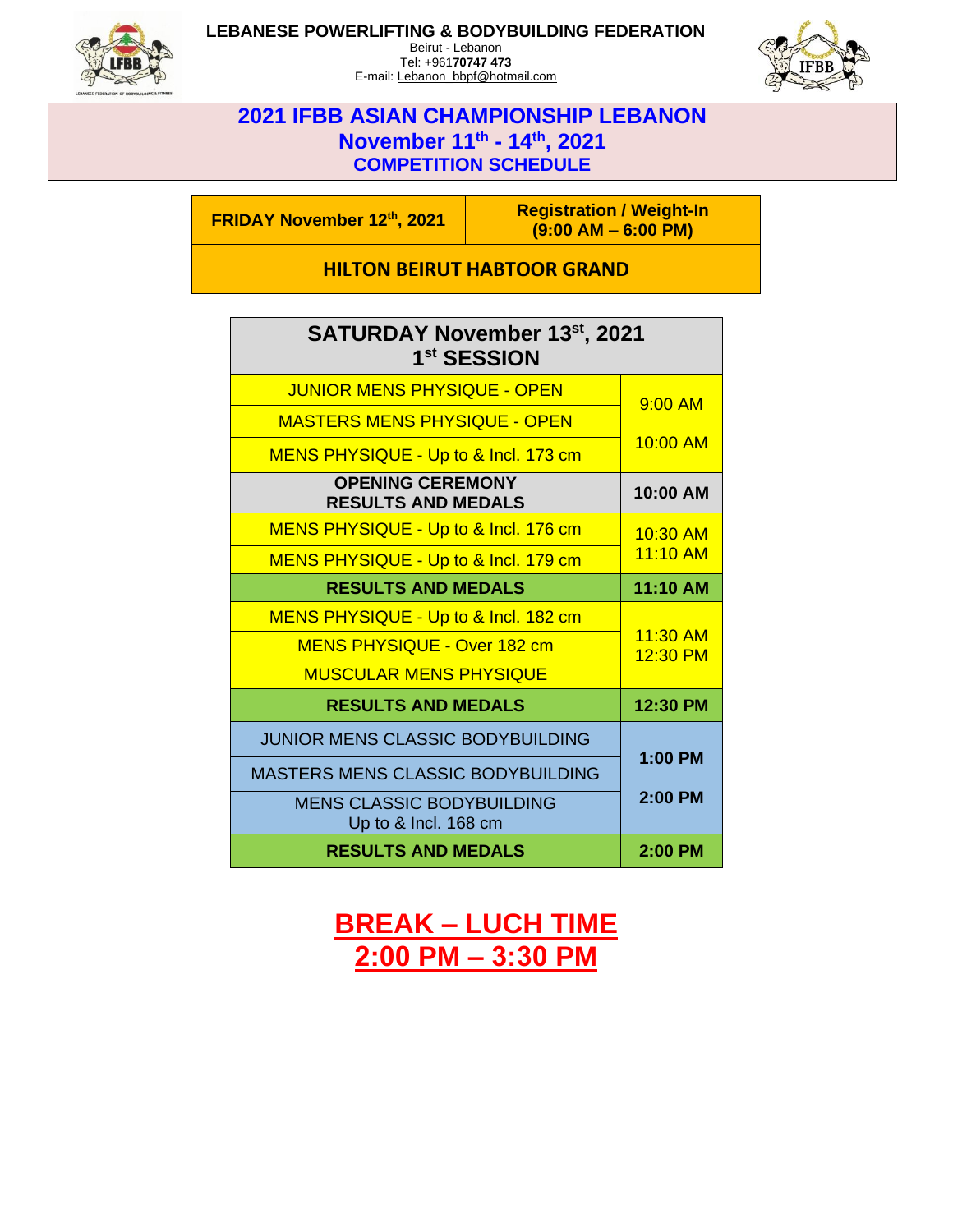**LEBANESE POWERLIFTING & BODYBUILDING FEDERATION**
Beirut - Lebanon
Tel: +961**70747 473**
E-mail: Lebanon_bbpf@hotmail.com

# 2021 IFBB ASIAN CHAMPIONSHIP LEBANON
## November 11th - 14th, 2021
## COMPETITION SCHEDULE

| FRIDAY November 12th, 2021 | Registration / Weight-In (9:00 AM – 6:00 PM) |
|---|---|
| HILTON BEIRUT HABTOOR GRAND | |

| SATURDAY November 13st, 2021 1st SESSION | |
|---|---|
| JUNIOR MENS PHYSIQUE - OPEN | 9:00 AM 10:00 AM |
| MASTERS MENS PHYSIQUE - OPEN | |
| MENS PHYSIQUE - Up to & Incl. 173 cm | |
| **OPENING CEREMONY RESULTS AND MEDALS** | **10:00 AM** |
| MENS PHYSIQUE - Up to & Incl. 176 cm | 10:30 AM 11:10 AM |
| MENS PHYSIQUE - Up to & Incl. 179 cm | |
| **RESULTS AND MEDALS** | **11:10 AM** |
| MENS PHYSIQUE - Up to & Incl. 182 cm | 11:30 AM 12:30 PM |
| MENS PHYSIQUE - Over 182 cm | |
| MUSCULAR MENS PHYSIQUE | |
| **RESULTS AND MEDALS** | **12:30 PM** |
| JUNIOR MENS CLASSIC BODYBUILDING | **1:00 PM 2:00 PM** |
| MASTERS MENS CLASSIC BODYBUILDING | |
| MENS CLASSIC BODYBUILDING Up to & Incl. 168 cm | |
| **RESULTS AND MEDALS** | **2:00 PM** |

**BREAK – LUCH TIME**
**2:00 PM – 3:30 PM**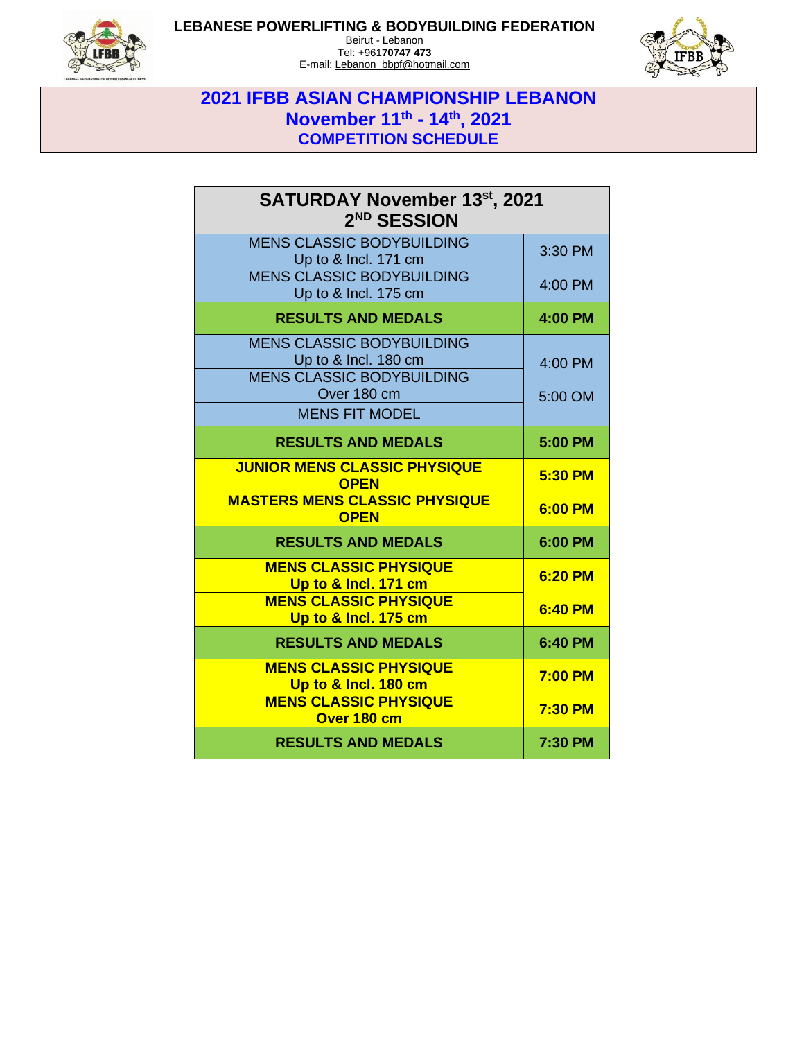**LEBANESE POWERLIFTING & BODYBUILDING FEDERATION**
Beirut - Lebanon
Tel: +961**70747 473**
E-mail: Lebanon_bbpf@hotmail.com

# 2021 IFBB ASIAN CHAMPIONSHIP LEBANON
## November 11th - 14th, 2021
## COMPETITION SCHEDULE

| SATURDAY November 13st, 2021<br>2ND SESSION | |
|---|---|
| MENS CLASSIC BODYBUILDING<br>Up to & Incl. 171 cm | 3:30 PM |
| MENS CLASSIC BODYBUILDING<br>Up to & Incl. 175 cm | 4:00 PM |
| **RESULTS AND MEDALS** | **4:00 PM** |
| MENS CLASSIC BODYBUILDING<br>Up to & Incl. 180 cm | 4:00 PM |
| MENS CLASSIC BODYBUILDING<br>Over 180 cm | 5:00 OM |
| MENS FIT MODEL | |
| **RESULTS AND MEDALS** | **5:00 PM** |
| **JUNIOR MENS CLASSIC PHYSIQUE<br>OPEN** | **5:30 PM** |
| **MASTERS MENS CLASSIC PHYSIQUE<br>OPEN** | **6:00 PM** |
| **RESULTS AND MEDALS** | **6:00 PM** |
| **MENS CLASSIC PHYSIQUE<br>Up to & Incl. 171 cm** | **6:20 PM** |
| **MENS CLASSIC PHYSIQUE<br>Up to & Incl. 175 cm** | **6:40 PM** |
| **RESULTS AND MEDALS** | **6:40 PM** |
| **MENS CLASSIC PHYSIQUE<br>Up to & Incl. 180 cm** | **7:00 PM** |
| **MENS CLASSIC PHYSIQUE<br>Over 180 cm** | **7:30 PM** |
| **RESULTS AND MEDALS** | **7:30 PM** |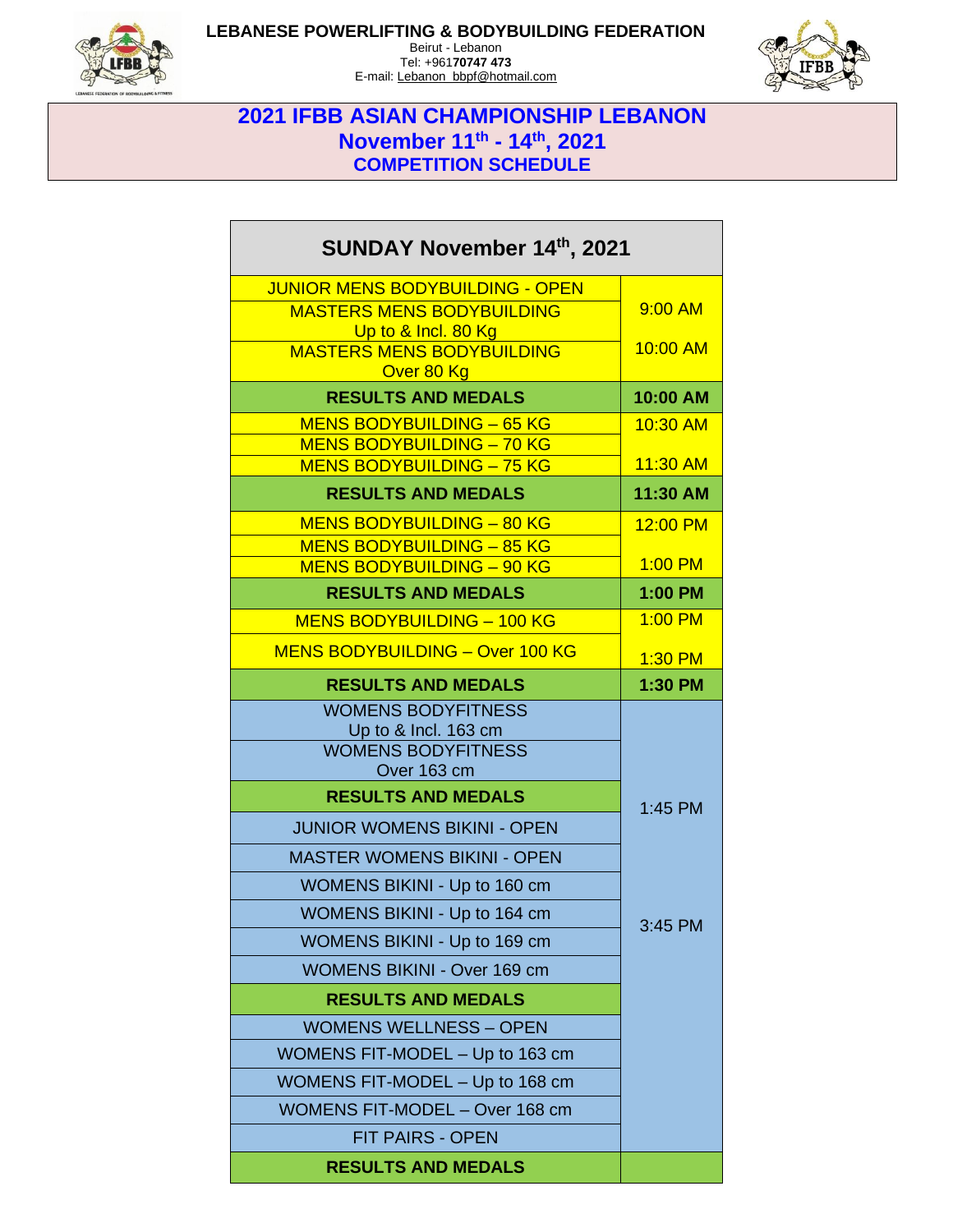**LEBANESE POWERLIFTING & BODYBUILDING FEDERATION**
Beirut - Lebanon
Tel: +961**70747 473**
E-mail: Lebanon_bbpf@hotmail.com

# 2021 IFBB ASIAN CHAMPIONSHIP LEBANON
## November 11th - 14th, 2021
## COMPETITION SCHEDULE

| SUNDAY November 14th, 2021 | |
|---|---|
| JUNIOR MENS BODYBUILDING - OPEN | 9:00 AM |
| MASTERS MENS BODYBUILDING Up to & Incl. 80 Kg | |
| MASTERS MENS BODYBUILDING Over 80 Kg | 10:00 AM |
| **RESULTS AND MEDALS** | **10:00 AM** |
| MENS BODYBUILDING – 65 KG | 10:30 AM |
| MENS BODYBUILDING – 70 KG | |
| MENS BODYBUILDING – 75 KG | 11:30 AM |
| **RESULTS AND MEDALS** | **11:30 AM** |
| MENS BODYBUILDING – 80 KG | 12:00 PM |
| MENS BODYBUILDING – 85 KG | |
| MENS BODYBUILDING – 90 KG | 1:00 PM |
| **RESULTS AND MEDALS** | **1:00 PM** |
| MENS BODYBUILDING – 100 KG | 1:00 PM |
| MENS BODYBUILDING – Over 100 KG | 1:30 PM |
| **RESULTS AND MEDALS** | **1:30 PM** |
| WOMENS BODYFITNESS Up to & Incl. 163 cm | |
| WOMENS BODYFITNESS Over 163 cm | |
| **RESULTS AND MEDALS** | 1:45 PM |
| JUNIOR WOMENS BIKINI - OPEN | |
| MASTER WOMENS BIKINI - OPEN | |
| WOMENS BIKINI - Up to 160 cm | |
| WOMENS BIKINI - Up to 164 cm | 3:45 PM |
| WOMENS BIKINI - Up to 169 cm | |
| WOMENS BIKINI - Over 169 cm | |
| **RESULTS AND MEDALS** | |
| WOMENS WELLNESS – OPEN | |
| WOMENS FIT-MODEL – Up to 163 cm | |
| WOMENS FIT-MODEL – Up to 168 cm | |
| WOMENS FIT-MODEL – Over 168 cm | |
| FIT PAIRS - OPEN | |
| **RESULTS AND MEDALS** | |